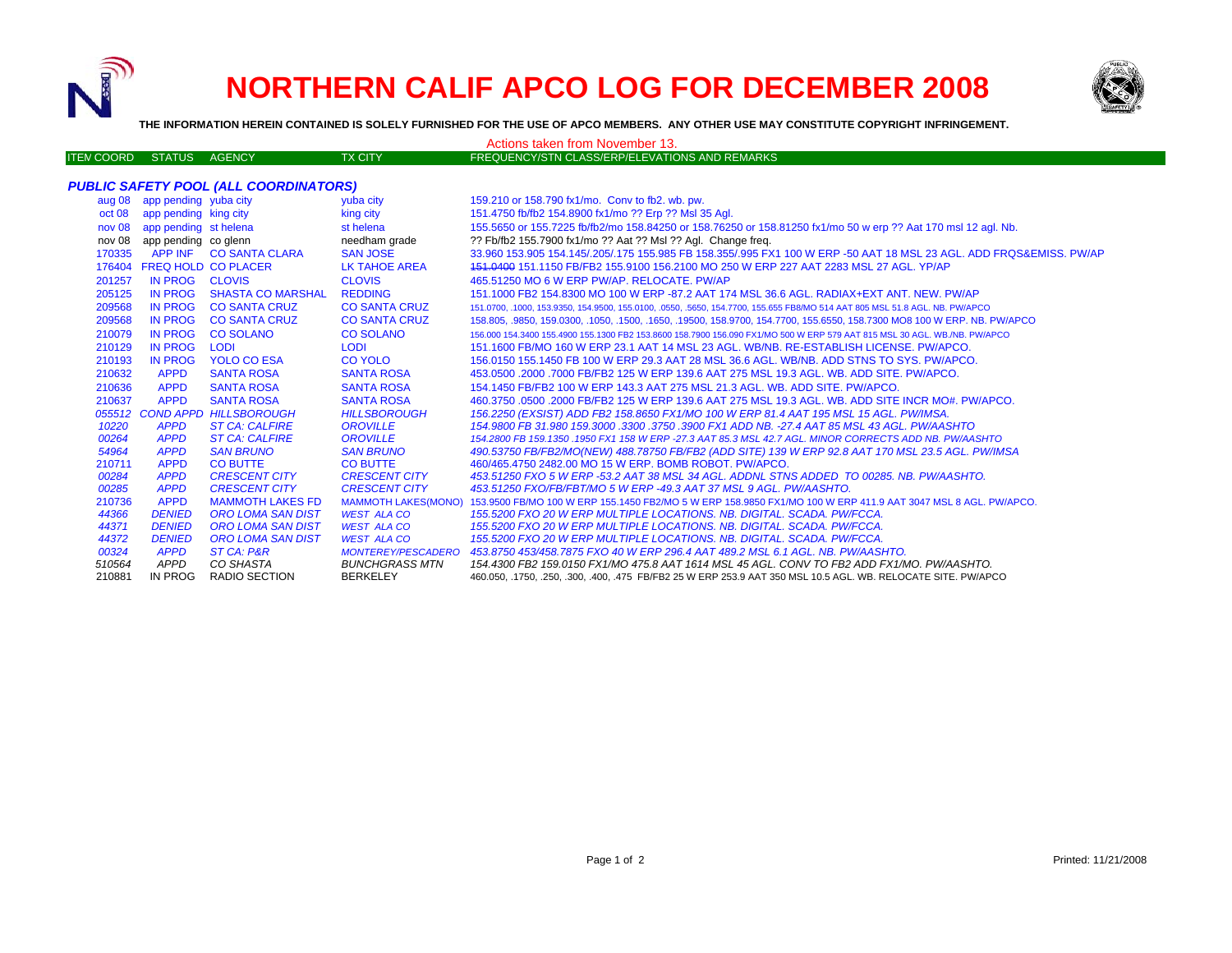# NORTHERN CALIF APCO LOG FOR DECEMBER 2008

**THE INFORMATION HEREIN CONTAINED IS SOLELY FURNISHED FOR THE USE OF APCO MEMBERS. ANY OTHER USE MAY CONSTITUTE COPYRIGHT INFRINGEMENT.**

Actions taken from November 13.

| ITEM COORD | STATUS | AGENCY | TX CITY | FREQUENCY/STN CLASS/ERP/ELEVATIONS AND REMARKS |
|---|---|---|---|---|
| ***PUBLIC SAFETY POOL (ALL COORDINATORS)*** | | | | |
| aug 08 | app pending | yuba city | yuba city | 159.210 or 158.790 fx1/mo. Conv to fb2. wb. pw. |
| oct 08 | app pending | king city | king city | 151.4750 fb/fb2 154.8900 fx1/mo ?? Erp ?? Msl 35 Agl. |
| nov 08 | app pending | st helena | st helena | 155.5650 or 155.7225 fb/fb2/mo 158.84250 or 158.76250 or 158.81250 fx1/mo 50 w erp ?? Aat 170 msl 12 agl. Nb. |
| nov 08 | app pending | co glenn | needham grade | ?? Fb/fb2 155.7900 fx1/mo ?? Aat ?? Msl ?? Agl. Change freq. |
| 170335 | APP INF | CO SANTA CLARA | SAN JOSE | 33.960 153.905 154.145/.205/.175 155.985 FB 158.355/.995 FX1 100 W ERP -50 AAT 18 MSL 23 AGL. ADD FRQS&EMISS. PW/AP |
| 176404 | FREQ HOLD | CO PLACER | LK TAHOE AREA | ~~151.0400~~ 151.1150 FB/FB2 155.9100 156.2100 MO 250 W ERP 227 AAT 2283 MSL 27 AGL. YP/AP |
| 201257 | IN PROG | CLOVIS | CLOVIS | 465.51250 MO 6 W ERP PW/AP. RELOCATE. PW/AP |
| 205125 | IN PROG | SHASTA CO MARSHAL | REDDING | 151.1000 FB2 154.8300 MO 100 W ERP -87.2 AAT 174 MSL 36.6 AGL. RADIAX+EXT ANT. NEW. PW/AP |
| 209568 | IN PROG | CO SANTA CRUZ | CO SANTA CRUZ | 151.0700, .1000, 153.9350, 154.9500, 155.0100, .0550, .5650, 154.7700, 155.655 FB8/MO 514 AAT 805 MSL 51.8 AGL. NB. PW/APCO |
| 209568 | IN PROG | CO SANTA CRUZ | CO SANTA CRUZ | 158.805, .9850, 159.0300, .1050, .1500, .1650, .19500, 158.9700, 154.7700, 155.6550, 158.7300 MO8 100 W ERP. NB. PW/APCO |
| 210079 | IN PROG | CO SOLANO | CO SOLANO | 156.000 154.3400 155.4900 155.1300 FB2 153.8600 158.7900 156.090 FX1/MO 500 W ERP 579 AAT 815 MSL 30 AGL. WB./NB. PW/APCO |
| 210129 | IN PROG | LODI | LODI | 151.1600 FB/MO 160 W ERP 23.1 AAT 14 MSL 23 AGL. WB/NB. RE-ESTABLISH LICENSE. PW/APCO. |
| 210193 | IN PROG | YOLO CO ESA | CO YOLO | 156.0150 155.1450 FB 100 W ERP 29.3 AAT 28 MSL 36.6 AGL. WB/NB. ADD STNS TO SYS. PW/APCO. |
| 210632 | APPD | SANTA ROSA | SANTA ROSA | 453.0500 .2000 .7000 FB/FB2 125 W ERP 139.6 AAT 275 MSL 19.3 AGL. WB. ADD SITE. PW/APCO. |
| 210636 | APPD | SANTA ROSA | SANTA ROSA | 154.1450 FB/FB2 100 W ERP 143.3 AAT 275 MSL 21.3 AGL. WB. ADD SITE. PW/APCO. |
| 210637 | APPD | SANTA ROSA | SANTA ROSA | 460.3750 .0500 .2000 FB/FB2 125 W ERP 139.6 AAT 275 MSL 19.3 AGL. WB. ADD SITE INCR MO#. PW/APCO. |
| *055512* | *COND APPD* | *HILLSBOROUGH* | *HILLSBOROUGH* | *156.2250 (EXSIST) ADD FB2 158.8650 FX1/MO 100 W ERP 81.4 AAT 195 MSL 15 AGL. PW/IMSA.* |
| *10220* | *APPD* | *ST CA: CALFIRE* | *OROVILLE* | *154.9800 FB 31.980 159.3000 .3300 .3750 .3900 FX1 ADD NB. -27.4 AAT 85 MSL 43 AGL. PW/AASHTO* |
| *00264* | *APPD* | *ST CA: CALFIRE* | *OROVILLE* | *154.2800 FB 159.1350 .1950 FX1 158 W ERP -27.3 AAT 85.3 MSL 42.7 AGL. MINOR CORRECTS ADD NB. PW/AASHTO* |
| *54964* | *APPD* | *SAN BRUNO* | *SAN BRUNO* | *490.53750 FB/FB2/MO(NEW) 488.78750 FB/FB2 (ADD SITE) 139 W ERP 92.8 AAT 170 MSL 23.5 AGL. PW/IMSA* |
| 210711 | APPD | CO BUTTE | CO BUTTE | 460/465.4750 2482.00 MO 15 W ERP. BOMB ROBOT. PW/APCO. |
| *00284* | *APPD* | *CRESCENT CITY* | *CRESCENT CITY* | *453.51250 FXO 5 W ERP -53.2 AAT 38 MSL 34 AGL. ADDNL STNS ADDED TO 00285. NB. PW/AASHTO.* |
| *00285* | *APPD* | *CRESCENT CITY* | *CRESCENT CITY* | *453.51250 FXO/FB/FBT/MO 5 W ERP -49.3 AAT 37 MSL 9 AGL. PW/AASHTO.* |
| 210736 | APPD | MAMMOTH LAKES FD | MAMMOTH LAKES(MONO) | 153.9500 FB/MO 100 W ERP 155.1450 FB2/MO 5 W ERP 158.9850 FX1/MO 100 W ERP 411.9 AAT 3047 MSL 8 AGL. PW/APCO. |
| *44366* | *DENIED* | *ORO LOMA SAN DIST* | *WEST ALA CO* | *155.5200 FXO 20 W ERP MULTIPLE LOCATIONS. NB. DIGITAL. SCADA. PW/FCCA.* |
| *44371* | *DENIED* | *ORO LOMA SAN DIST* | *WEST ALA CO* | *155.5200 FXO 20 W ERP MULTIPLE LOCATIONS. NB. DIGITAL. SCADA. PW/FCCA.* |
| *44372* | *DENIED* | *ORO LOMA SAN DIST* | *WEST ALA CO* | *155.5200 FXO 20 W ERP MULTIPLE LOCATIONS. NB. DIGITAL. SCADA. PW/FCCA.* |
| *00324* | *APPD* | *ST CA: P&R* | *MONTEREY/PESCADERO* | *453.8750 453/458.7875 FXO 40 W ERP 296.4 AAT 489.2 MSL 6.1 AGL. NB. PW/AASHTO.* |
| *510564* | *APPD* | *CO SHASTA* | *BUNCHGRASS MTN* | *154.4300 FB2 159.0150 FX1/MO 475.8 AAT 1614 MSL 45 AGL. CONV TO FB2 ADD FX1/MO. PW/AASHTO.* |
| 210881 | IN PROG | RADIO SECTION | BERKELEY | 460.050, .1750, .250, .300, .400, .475 FB/FB2 25 W ERP 253.9 AAT 350 MSL 10.5 AGL. WB. RELOCATE SITE. PW/APCO |

Printed: 11/21/2008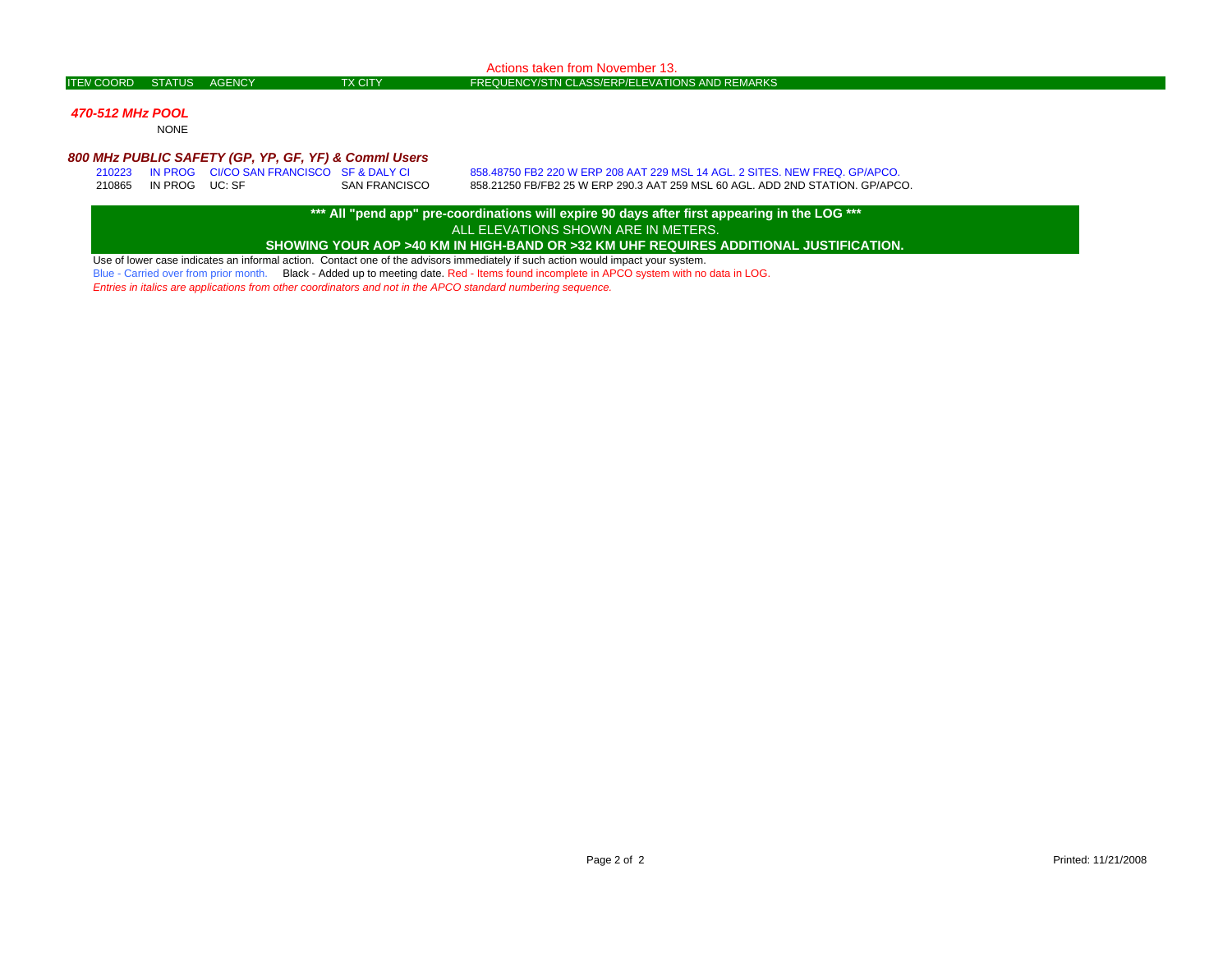Actions taken from November 13.

| ITEM COORD | STATUS | AGENCY | TX CITY | FREQUENCY/STN CLASS/ERP/ELEVATIONS AND REMARKS |
|---|---|---|---|---|

### *470-512 MHz POOL*

NONE

### *800 MHz PUBLIC SAFETY (GP, YP, GF, YF) & Comml Users*

| ITEM COORD | STATUS | AGENCY | TX CITY | FREQUENCY/STN CLASS/ERP/ELEVATIONS AND REMARKS |
|---|---|---|---|---|
| 210223 | IN PROG | CI/CO SAN FRANCISCO | SF & DALY CI | 858.48750 FB2 220 W ERP 208 AAT 229 MSL 14 AGL. 2 SITES. NEW FREQ. GP/APCO. |
| 210865 | IN PROG | UC: SF | SAN FRANCISCO | 858.21250 FB/FB2 25 W ERP 290.3 AAT 259 MSL 60 AGL. ADD 2ND STATION. GP/APCO. |

**\*\*\* All "pend app" pre-coordinations will expire 90 days after first appearing in the LOG \*\*\***

ALL ELEVATIONS SHOWN ARE IN METERS.

**SHOWING YOUR AOP >40 KM IN HIGH-BAND OR >32 KM UHF REQUIRES ADDITIONAL JUSTIFICATION.**

Use of lower case indicates an informal action. Contact one of the advisors immediately if such action would impact your system.

Blue - Carried over from prior month. Black - Added up to meeting date. Red - Items found incomplete in APCO system with no data in LOG.

*Entries in italics are applications from other coordinators and not in the APCO standard numbering sequence.*

Printed: 11/21/2008